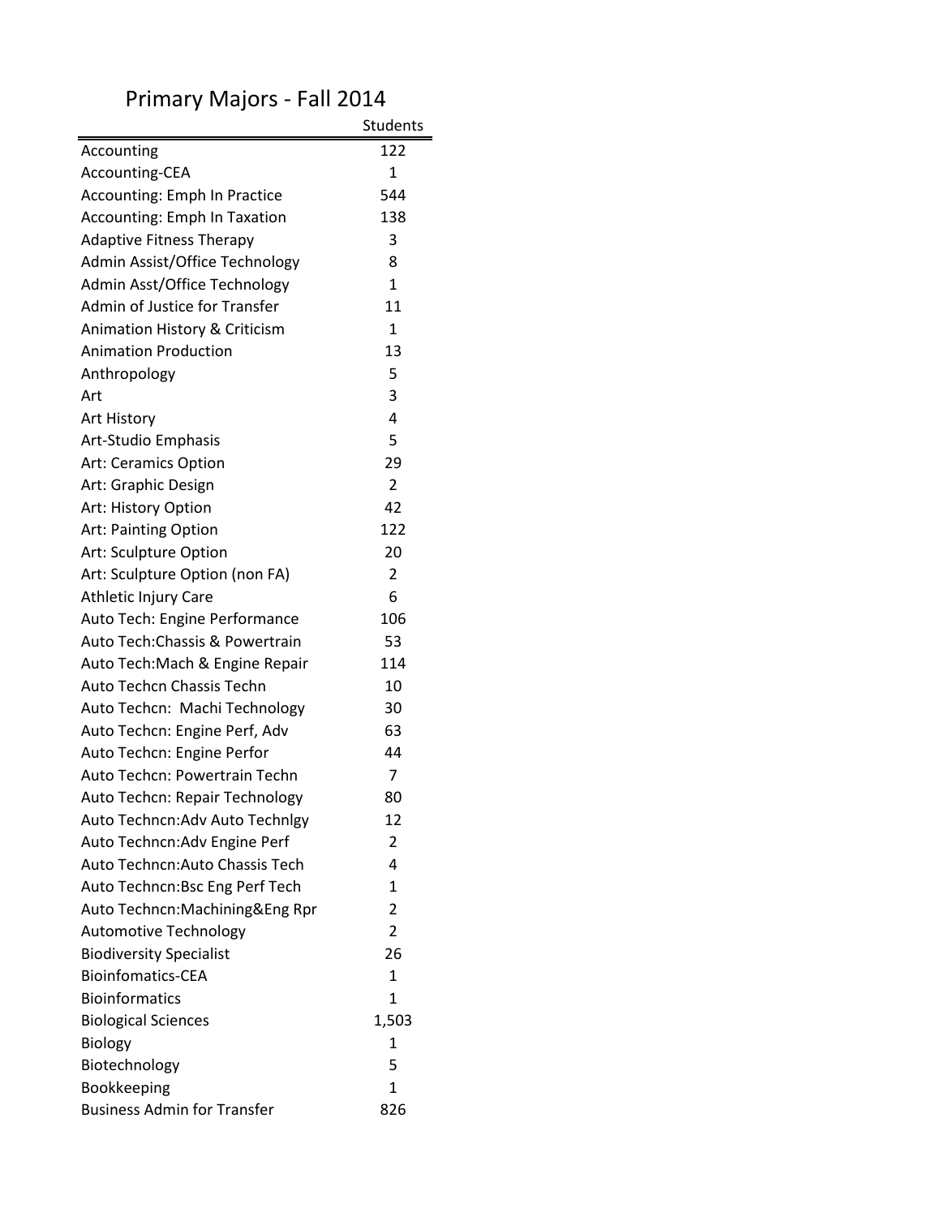# Primary Majors - Fall 2014

| | Students |
|---|---|
| Accounting | 122 |
| Accounting-CEA | 1 |
| Accounting: Emph In Practice | 544 |
| Accounting: Emph In Taxation | 138 |
| Adaptive Fitness Therapy | 3 |
| Admin Assist/Office Technology | 8 |
| Admin Asst/Office Technology | 1 |
| Admin of Justice for Transfer | 11 |
| Animation History & Criticism | 1 |
| Animation Production | 13 |
| Anthropology | 5 |
| Art | 3 |
| Art History | 4 |
| Art-Studio Emphasis | 5 |
| Art: Ceramics Option | 29 |
| Art: Graphic Design | 2 |
| Art: History Option | 42 |
| Art: Painting Option | 122 |
| Art: Sculpture Option | 20 |
| Art: Sculpture Option (non FA) | 2 |
| Athletic Injury Care | 6 |
| Auto Tech: Engine Performance | 106 |
| Auto Tech:Chassis & Powertrain | 53 |
| Auto Tech:Mach & Engine Repair | 114 |
| Auto Techcn Chassis Techn | 10 |
| Auto Techcn: Machi Technology | 30 |
| Auto Techcn: Engine Perf, Adv | 63 |
| Auto Techcn: Engine Perfor | 44 |
| Auto Techcn: Powertrain Techn | 7 |
| Auto Techcn: Repair Technology | 80 |
| Auto Techncn:Adv Auto Technlgy | 12 |
| Auto Techncn:Adv Engine Perf | 2 |
| Auto Techncn:Auto Chassis Tech | 4 |
| Auto Techncn:Bsc Eng Perf Tech | 1 |
| Auto Techncn:Machining&Eng Rpr | 2 |
| Automotive Technology | 2 |
| Biodiversity Specialist | 26 |
| Bioinfomatics-CEA | 1 |
| Bioinformatics | 1 |
| Biological Sciences | 1,503 |
| Biology | 1 |
| Biotechnology | 5 |
| Bookkeeping | 1 |
| Business Admin for Transfer | 826 |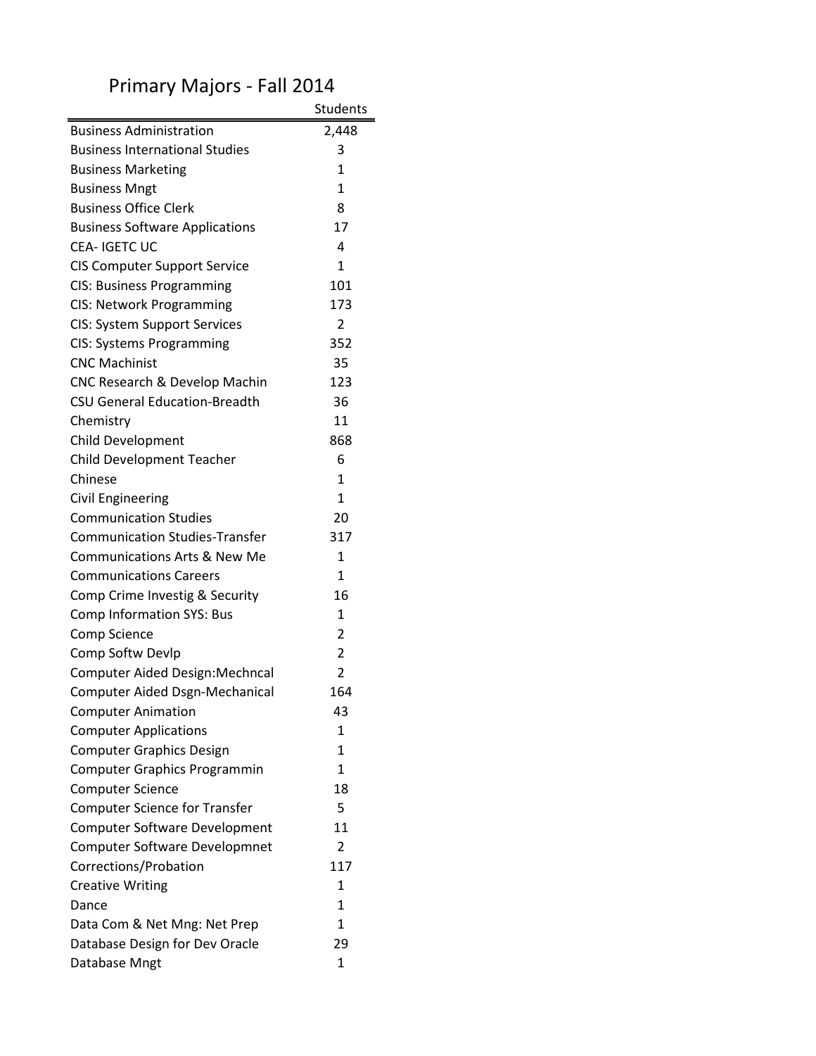# Primary Majors - Fall 2014

| | Students |
|---|---|
| Business Administration | 2,448 |
| Business International Studies | 3 |
| Business Marketing | 1 |
| Business Mngt | 1 |
| Business Office Clerk | 8 |
| Business Software Applications | 17 |
| CEA- IGETC UC | 4 |
| CIS Computer Support Service | 1 |
| CIS: Business Programming | 101 |
| CIS: Network Programming | 173 |
| CIS: System Support Services | 2 |
| CIS: Systems Programming | 352 |
| CNC Machinist | 35 |
| CNC Research & Develop Machin | 123 |
| CSU General Education-Breadth | 36 |
| Chemistry | 11 |
| Child Development | 868 |
| Child Development Teacher | 6 |
| Chinese | 1 |
| Civil Engineering | 1 |
| Communication Studies | 20 |
| Communication Studies-Transfer | 317 |
| Communications Arts & New Me | 1 |
| Communications Careers | 1 |
| Comp Crime Investig & Security | 16 |
| Comp Information SYS: Bus | 1 |
| Comp Science | 2 |
| Comp Softw Devlp | 2 |
| Computer Aided Design:Mechncal | 2 |
| Computer Aided Dsgn-Mechanical | 164 |
| Computer Animation | 43 |
| Computer Applications | 1 |
| Computer Graphics Design | 1 |
| Computer Graphics Programmin | 1 |
| Computer Science | 18 |
| Computer Science for Transfer | 5 |
| Computer Software Development | 11 |
| Computer Software Developmnet | 2 |
| Corrections/Probation | 117 |
| Creative Writing | 1 |
| Dance | 1 |
| Data Com & Net Mng: Net Prep | 1 |
| Database Design for Dev Oracle | 29 |
| Database Mngt | 1 |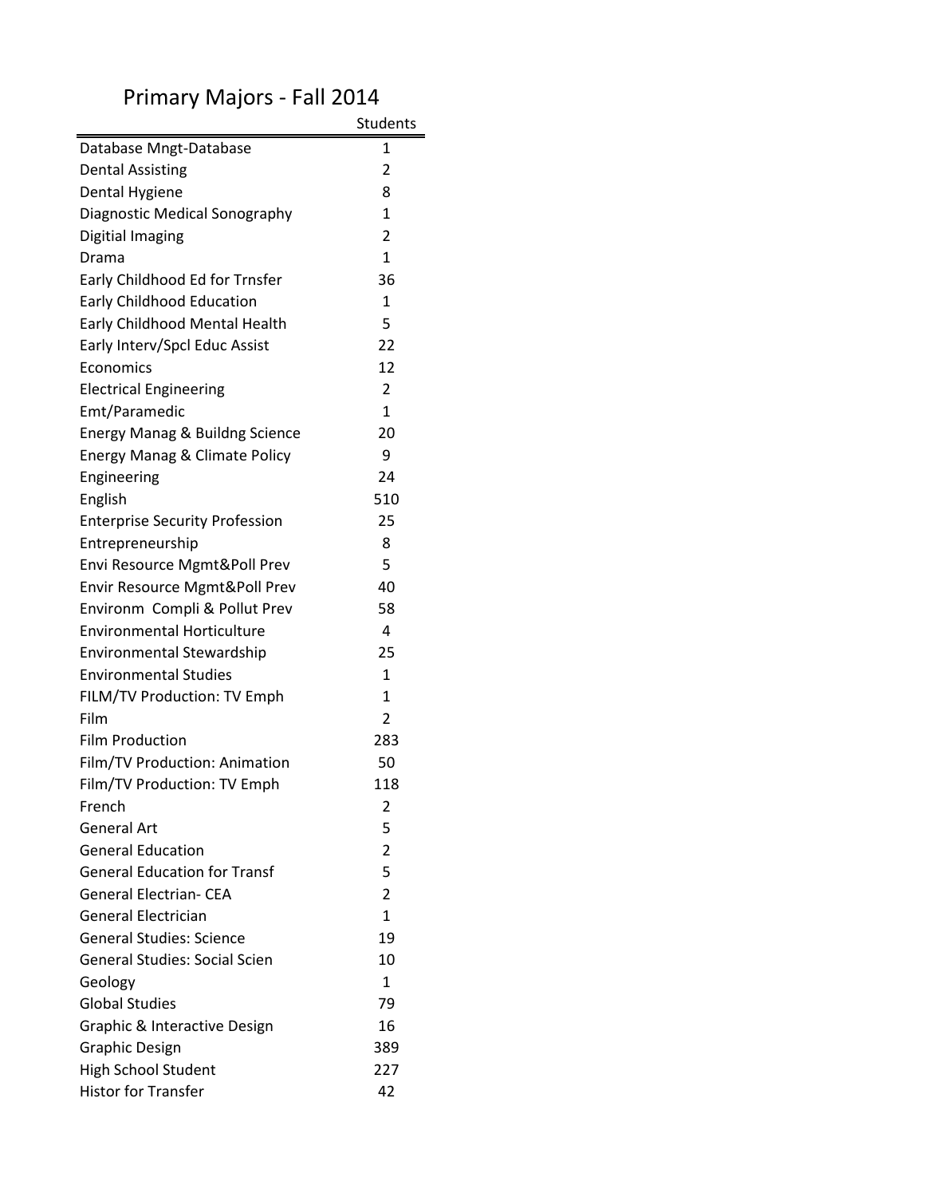# Primary Majors - Fall 2014

| | Students |
|---|---|
| Database Mngt-Database | 1 |
| Dental Assisting | 2 |
| Dental Hygiene | 8 |
| Diagnostic Medical Sonography | 1 |
| Digitial Imaging | 2 |
| Drama | 1 |
| Early Childhood Ed for Trnsfer | 36 |
| Early Childhood Education | 1 |
| Early Childhood Mental Health | 5 |
| Early Interv/Spcl Educ Assist | 22 |
| Economics | 12 |
| Electrical Engineering | 2 |
| Emt/Paramedic | 1 |
| Energy Manag & Buildng Science | 20 |
| Energy Manag & Climate Policy | 9 |
| Engineering | 24 |
| English | 510 |
| Enterprise Security Profession | 25 |
| Entrepreneurship | 8 |
| Envi Resource Mgmt&Poll Prev | 5 |
| Envir Resource Mgmt&Poll Prev | 40 |
| Environm Compli & Pollut Prev | 58 |
| Environmental Horticulture | 4 |
| Environmental Stewardship | 25 |
| Environmental Studies | 1 |
| FILM/TV Production: TV Emph | 1 |
| Film | 2 |
| Film Production | 283 |
| Film/TV Production: Animation | 50 |
| Film/TV Production: TV Emph | 118 |
| French | 2 |
| General Art | 5 |
| General Education | 2 |
| General Education for Transf | 5 |
| General Electrian- CEA | 2 |
| General Electrician | 1 |
| General Studies: Science | 19 |
| General Studies: Social Scien | 10 |
| Geology | 1 |
| Global Studies | 79 |
| Graphic & Interactive Design | 16 |
| Graphic Design | 389 |
| High School Student | 227 |
| Histor for Transfer | 42 |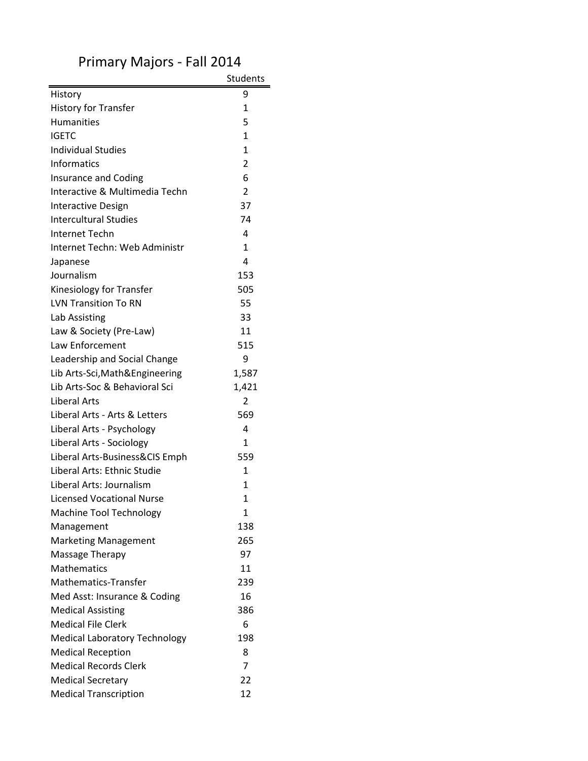# Primary Majors - Fall 2014

| | Students |
|---|---|
| History | 9 |
| History for Transfer | 1 |
| Humanities | 5 |
| IGETC | 1 |
| Individual Studies | 1 |
| Informatics | 2 |
| Insurance and Coding | 6 |
| Interactive & Multimedia Techn | 2 |
| Interactive Design | 37 |
| Intercultural Studies | 74 |
| Internet Techn | 4 |
| Internet Techn: Web Administr | 1 |
| Japanese | 4 |
| Journalism | 153 |
| Kinesiology for Transfer | 505 |
| LVN Transition To RN | 55 |
| Lab Assisting | 33 |
| Law & Society (Pre-Law) | 11 |
| Law Enforcement | 515 |
| Leadership and Social Change | 9 |
| Lib Arts-Sci,Math&Engineering | 1,587 |
| Lib Arts-Soc & Behavioral Sci | 1,421 |
| Liberal Arts | 2 |
| Liberal Arts - Arts & Letters | 569 |
| Liberal Arts - Psychology | 4 |
| Liberal Arts - Sociology | 1 |
| Liberal Arts-Business&CIS Emph | 559 |
| Liberal Arts: Ethnic Studie | 1 |
| Liberal Arts: Journalism | 1 |
| Licensed Vocational Nurse | 1 |
| Machine Tool Technology | 1 |
| Management | 138 |
| Marketing Management | 265 |
| Massage Therapy | 97 |
| Mathematics | 11 |
| Mathematics-Transfer | 239 |
| Med Asst: Insurance & Coding | 16 |
| Medical Assisting | 386 |
| Medical File Clerk | 6 |
| Medical Laboratory Technology | 198 |
| Medical Reception | 8 |
| Medical Records Clerk | 7 |
| Medical Secretary | 22 |
| Medical Transcription | 12 |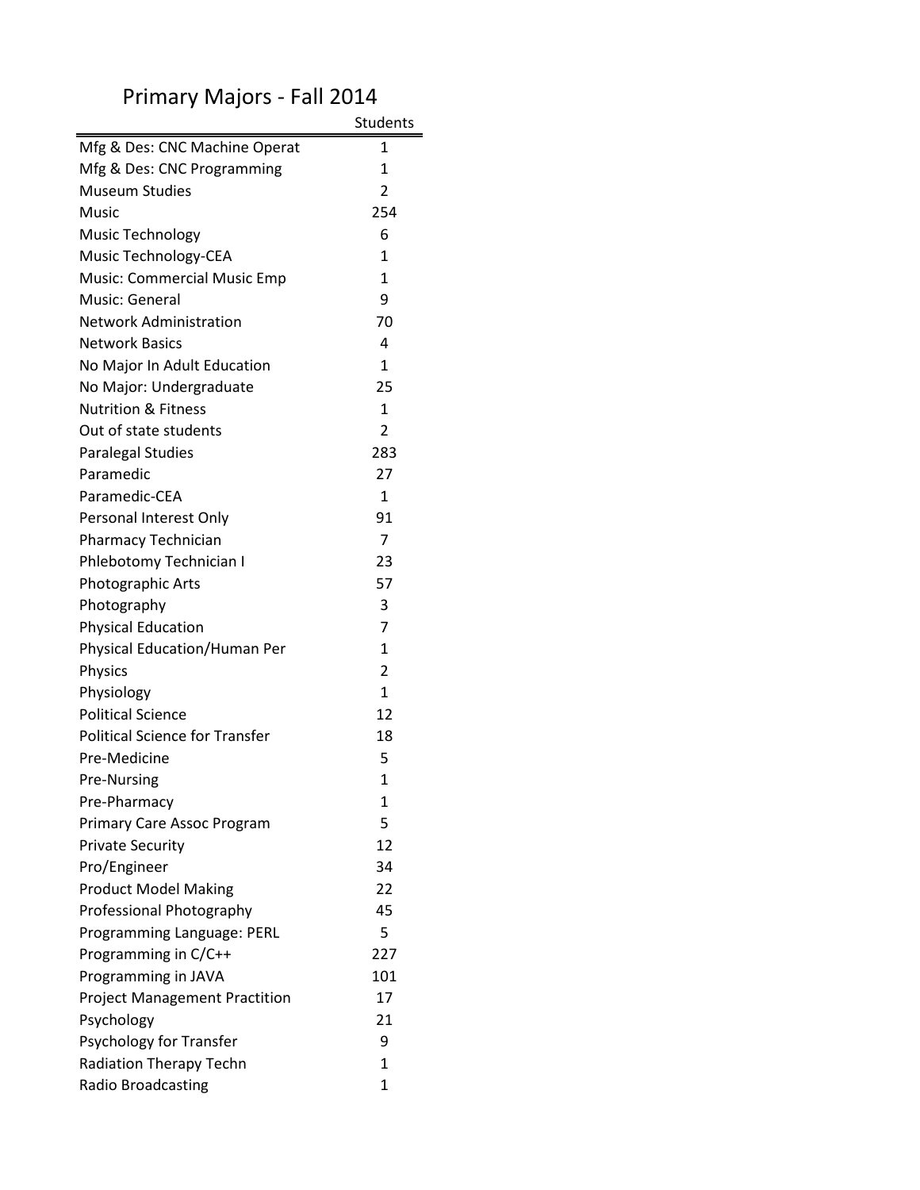# Primary Majors - Fall 2014

| | Students |
|---|---|
| Mfg & Des: CNC Machine Operat | 1 |
| Mfg & Des: CNC Programming | 1 |
| Museum Studies | 2 |
| Music | 254 |
| Music Technology | 6 |
| Music Technology-CEA | 1 |
| Music: Commercial Music Emp | 1 |
| Music: General | 9 |
| Network Administration | 70 |
| Network Basics | 4 |
| No Major In Adult Education | 1 |
| No Major: Undergraduate | 25 |
| Nutrition & Fitness | 1 |
| Out of state students | 2 |
| Paralegal Studies | 283 |
| Paramedic | 27 |
| Paramedic-CEA | 1 |
| Personal Interest Only | 91 |
| Pharmacy Technician | 7 |
| Phlebotomy Technician I | 23 |
| Photographic Arts | 57 |
| Photography | 3 |
| Physical Education | 7 |
| Physical Education/Human Per | 1 |
| Physics | 2 |
| Physiology | 1 |
| Political Science | 12 |
| Political Science for Transfer | 18 |
| Pre-Medicine | 5 |
| Pre-Nursing | 1 |
| Pre-Pharmacy | 1 |
| Primary Care Assoc Program | 5 |
| Private Security | 12 |
| Pro/Engineer | 34 |
| Product Model Making | 22 |
| Professional Photography | 45 |
| Programming Language: PERL | 5 |
| Programming in C/C++ | 227 |
| Programming in JAVA | 101 |
| Project Management Practition | 17 |
| Psychology | 21 |
| Psychology for Transfer | 9 |
| Radiation Therapy Techn | 1 |
| Radio Broadcasting | 1 |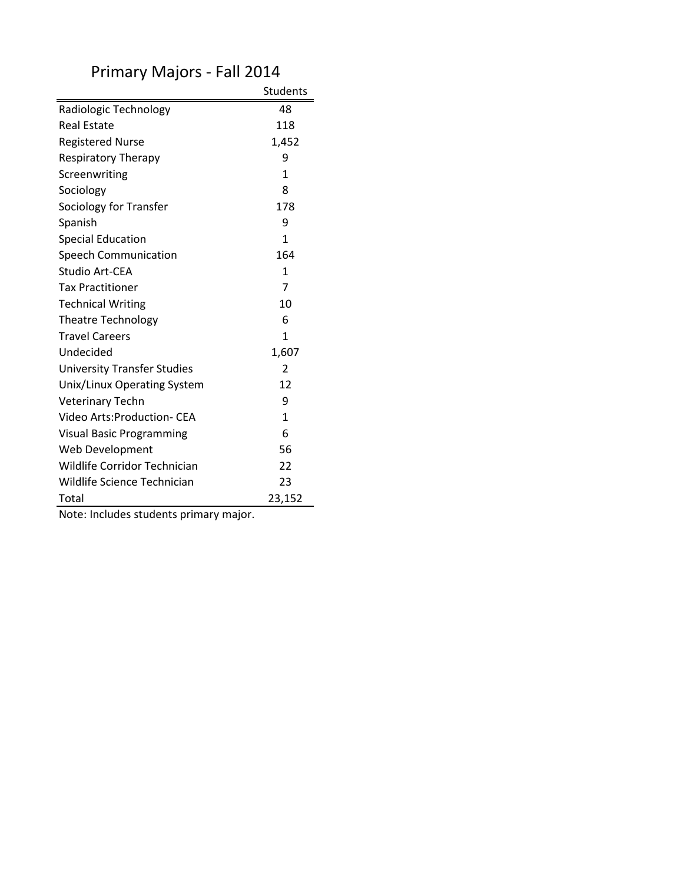# Primary Majors - Fall 2014

| | Students |
|---|---|
| Radiologic Technology | 48 |
| Real Estate | 118 |
| Registered Nurse | 1,452 |
| Respiratory Therapy | 9 |
| Screenwriting | 1 |
| Sociology | 8 |
| Sociology for Transfer | 178 |
| Spanish | 9 |
| Special Education | 1 |
| Speech Communication | 164 |
| Studio Art-CEA | 1 |
| Tax Practitioner | 7 |
| Technical Writing | 10 |
| Theatre Technology | 6 |
| Travel Careers | 1 |
| Undecided | 1,607 |
| University Transfer Studies | 2 |
| Unix/Linux Operating System | 12 |
| Veterinary Techn | 9 |
| Video Arts:Production- CEA | 1 |
| Visual Basic Programming | 6 |
| Web Development | 56 |
| Wildlife Corridor Technician | 22 |
| Wildlife Science Technician | 23 |
| Total | 23,152 |

Note: Includes students primary major.